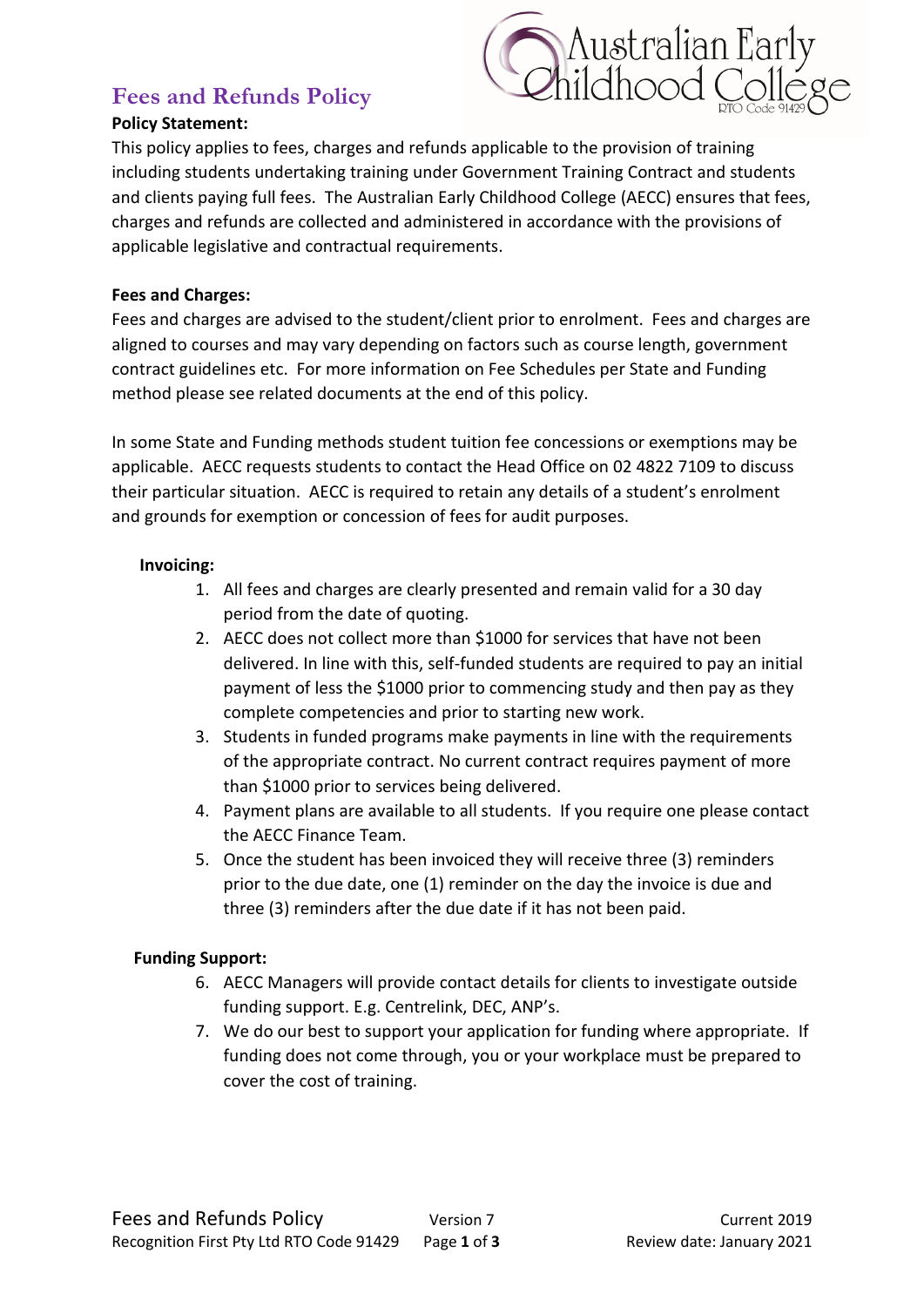# Fees and Refunds Policy

**Policy Statement:**

This policy applies to fees, charges and refunds applicable to the provision of training including students undertaking training under Government Training Contract and students and clients paying full fees. The Australian Early Childhood College (AECC) ensures that fees, charges and refunds are collected and administered in accordance with the provisions of applicable legislative and contractual requirements.

**Fees and Charges:**

Fees and charges are advised to the student/client prior to enrolment. Fees and charges are aligned to courses and may vary depending on factors such as course length, government contract guidelines etc. For more information on Fee Schedules per State and Funding method please see related documents at the end of this policy.

In some State and Funding methods student tuition fee concessions or exemptions may be applicable. AECC requests students to contact the Head Office on 02 4822 7109 to discuss their particular situation. AECC is required to retain any details of a student's enrolment and grounds for exemption or concession of fees for audit purposes.

**Invoicing:**

1. All fees and charges are clearly presented and remain valid for a 30 day period from the date of quoting.
2. AECC does not collect more than $1000 for services that have not been delivered. In line with this, self-funded students are required to pay an initial payment of less the $1000 prior to commencing study and then pay as they complete competencies and prior to starting new work.
3. Students in funded programs make payments in line with the requirements of the appropriate contract. No current contract requires payment of more than $1000 prior to services being delivered.
4. Payment plans are available to all students. If you require one please contact the AECC Finance Team.
5. Once the student has been invoiced they will receive three (3) reminders prior to the due date, one (1) reminder on the day the invoice is due and three (3) reminders after the due date if it has not been paid.

**Funding Support:**

6. AECC Managers will provide contact details for clients to investigate outside funding support. E.g. Centrelink, DEC, ANP's.
7. We do our best to support your application for funding where appropriate. If funding does not come through, you or your workplace must be prepared to cover the cost of training.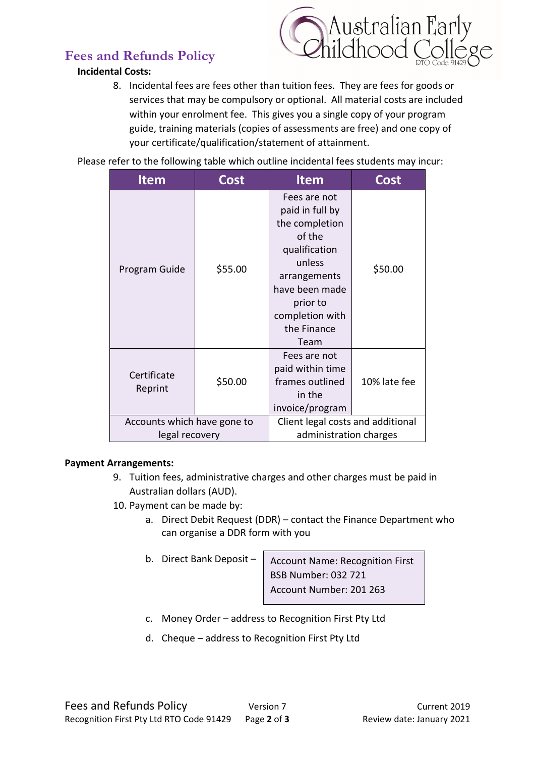# Fees and Refunds Policy

**Incidental Costs:**

8. Incidental fees are fees other than tuition fees. They are fees for goods or services that may be compulsory or optional. All material costs are included within your enrolment fee. This gives you a single copy of your program guide, training materials (copies of assessments are free) and one copy of your certificate/qualification/statement of attainment.

Please refer to the following table which outline incidental fees students may incur:

| Item | Cost | Item | Cost |
|---|---|---|---|
| Program Guide | $55.00 | Fees are not paid in full by the completion of the qualification unless arrangements have been made prior to completion with the Finance Team | $50.00 |
| Certificate Reprint | $50.00 | Fees are not paid within time frames outlined in the invoice/program | 10% late fee |
| Accounts which have gone to legal recovery | | Client legal costs and additional administration charges | |

**Payment Arrangements:**

9. Tuition fees, administrative charges and other charges must be paid in Australian dollars (AUD).
10. Payment can be made by:
    a. Direct Debit Request (DDR) – contact the Finance Department who can organise a DDR form with you
    b. Direct Bank Deposit –

       Account Name: Recognition First
       BSB Number: 032 721
       Account Number: 201 263

    c. Money Order – address to Recognition First Pty Ltd
    d. Cheque – address to Recognition First Pty Ltd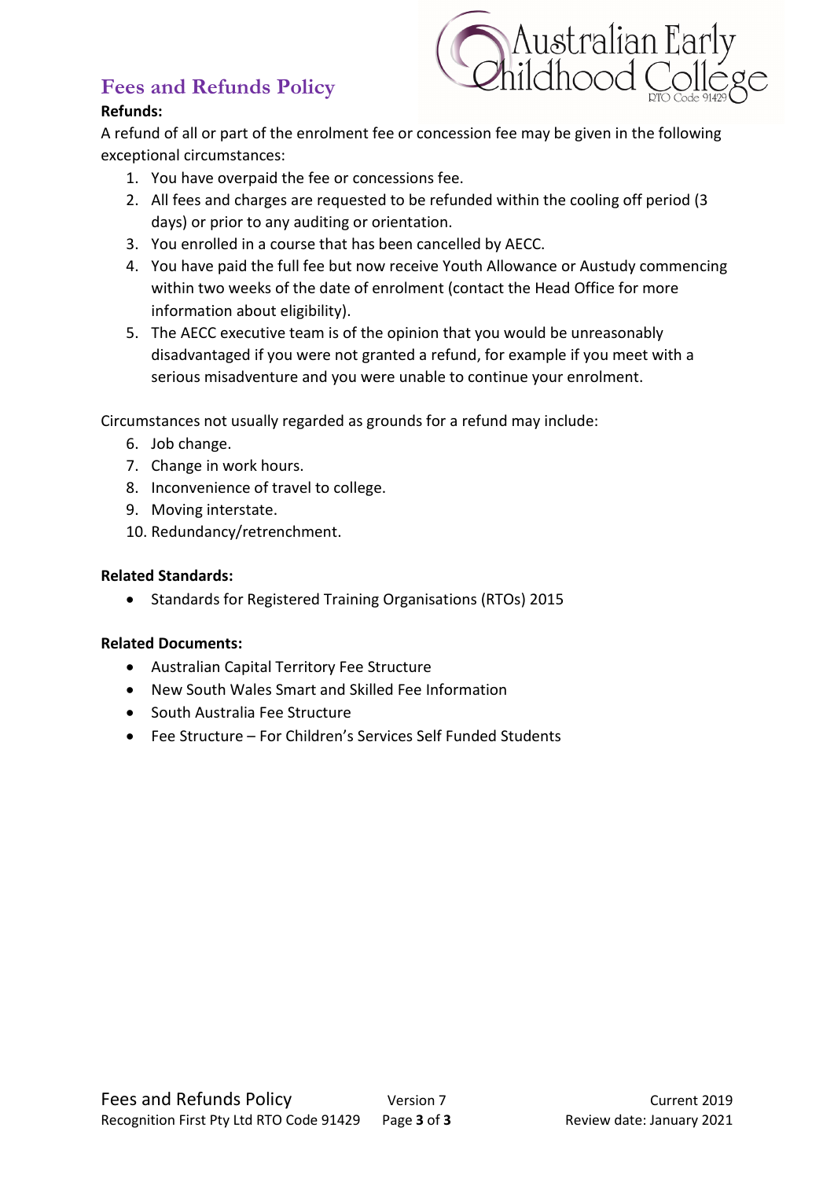## Fees and Refunds Policy

**Refunds:**

A refund of all or part of the enrolment fee or concession fee may be given in the following exceptional circumstances:

1. You have overpaid the fee or concessions fee.
2. All fees and charges are requested to be refunded within the cooling off period (3 days) or prior to any auditing or orientation.
3. You enrolled in a course that has been cancelled by AECC.
4. You have paid the full fee but now receive Youth Allowance or Austudy commencing within two weeks of the date of enrolment (contact the Head Office for more information about eligibility).
5. The AECC executive team is of the opinion that you would be unreasonably disadvantaged if you were not granted a refund, for example if you meet with a serious misadventure and you were unable to continue your enrolment.

Circumstances not usually regarded as grounds for a refund may include:

6. Job change.
7. Change in work hours.
8. Inconvenience of travel to college.
9. Moving interstate.
10. Redundancy/retrenchment.

**Related Standards:**

- Standards for Registered Training Organisations (RTOs) 2015

**Related Documents:**

- Australian Capital Territory Fee Structure
- New South Wales Smart and Skilled Fee Information
- South Australia Fee Structure
- Fee Structure – For Children's Services Self Funded Students